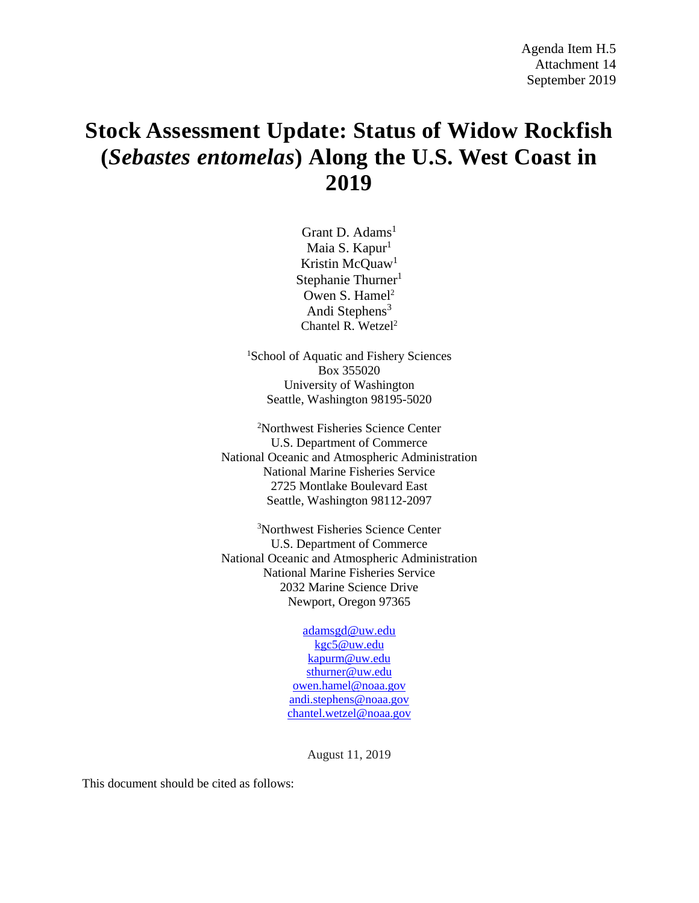Agenda Item H.5
Attachment 14
September 2019

# Stock Assessment Update: Status of Widow Rockfish (*Sebastes entomelas*) Along the U.S. West Coast in 2019

Grant D. Adams[1]
Maia S. Kapur[1]
Kristin McQuaw[1]
Stephanie Thurner[1]
Owen S. Hamel[2]
Andi Stephens[3]
Chantel R. Wetzel[2]

[1]School of Aquatic and Fishery Sciences
Box 355020
University of Washington
Seattle, Washington 98195-5020

[2]Northwest Fisheries Science Center
U.S. Department of Commerce
National Oceanic and Atmospheric Administration
National Marine Fisheries Service
2725 Montlake Boulevard East
Seattle, Washington 98112-2097

[3]Northwest Fisheries Science Center
U.S. Department of Commerce
National Oceanic and Atmospheric Administration
National Marine Fisheries Service
2032 Marine Science Drive
Newport, Oregon 97365

adamsgd@uw.edu
kgc5@uw.edu
kapurm@uw.edu
sthurner@uw.edu
owen.hamel@noaa.gov
andi.stephens@noaa.gov
chantel.wetzel@noaa.gov

August 11, 2019

This document should be cited as follows: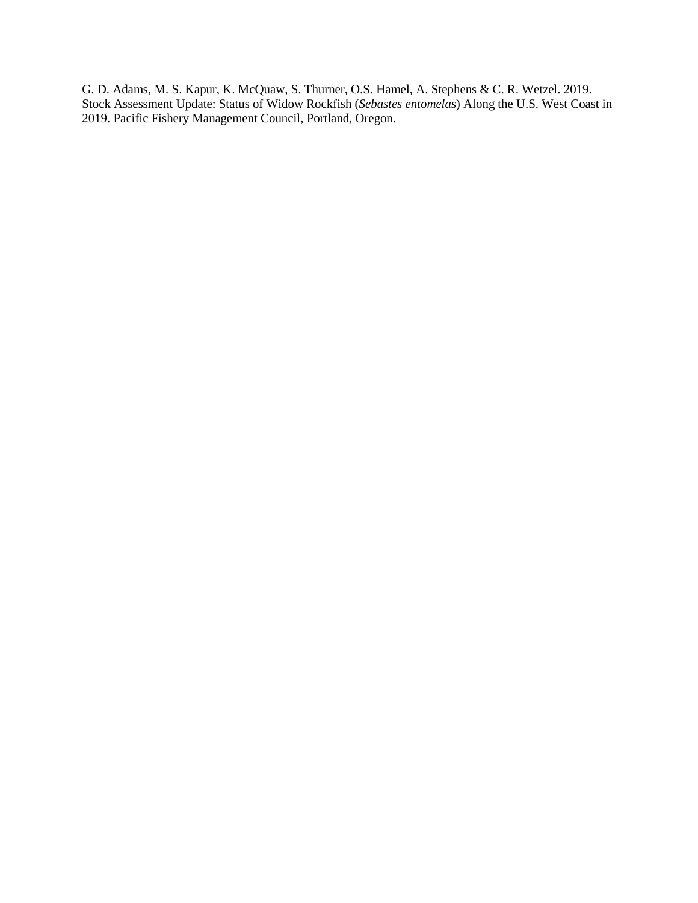G. D. Adams, M. S. Kapur, K. McQuaw, S. Thurner, O.S. Hamel, A. Stephens & C. R. Wetzel. 2019. Stock Assessment Update: Status of Widow Rockfish (*Sebastes entomelas*) Along the U.S. West Coast in 2019. Pacific Fishery Management Council, Portland, Oregon.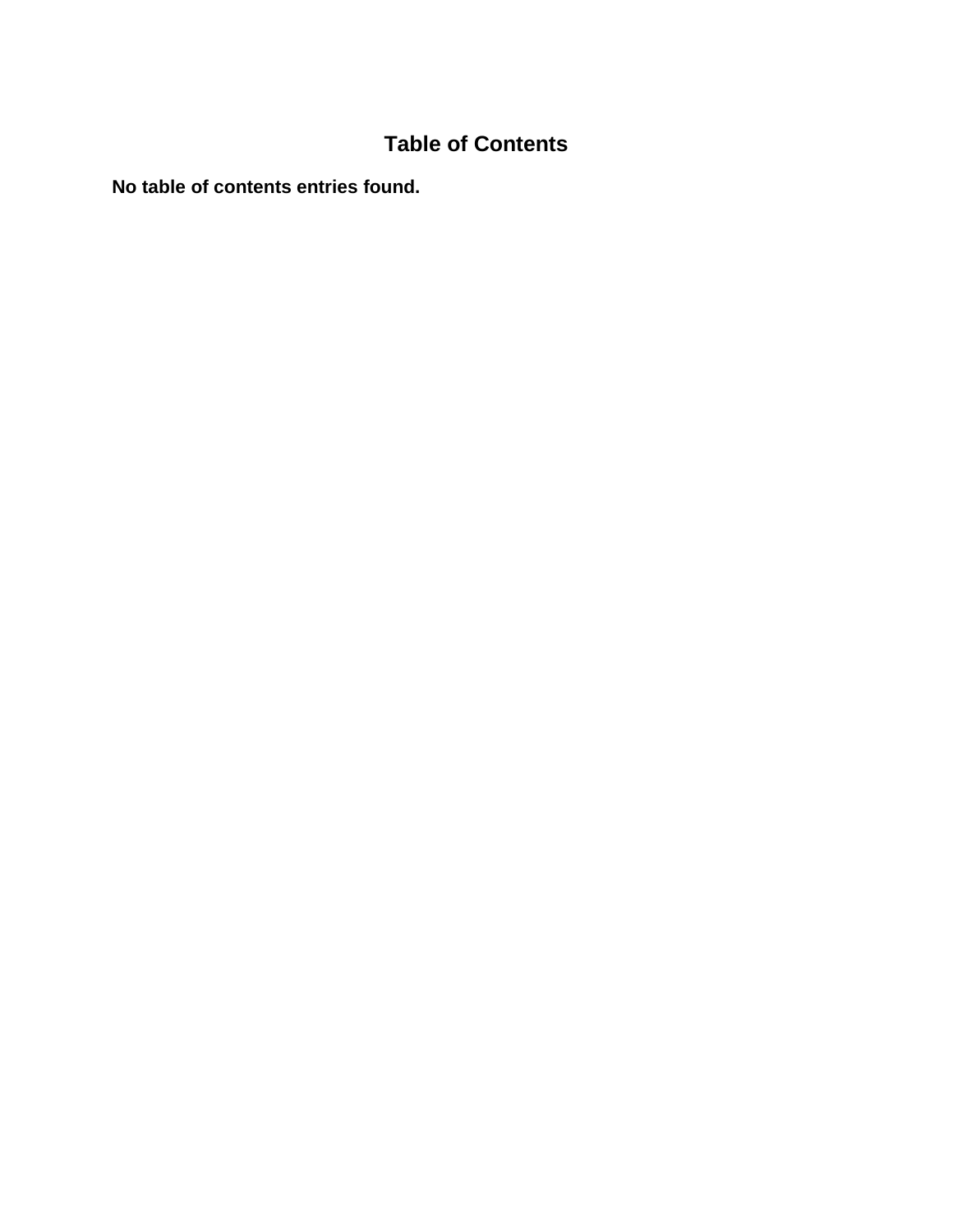# Table of Contents

**No table of contents entries found.**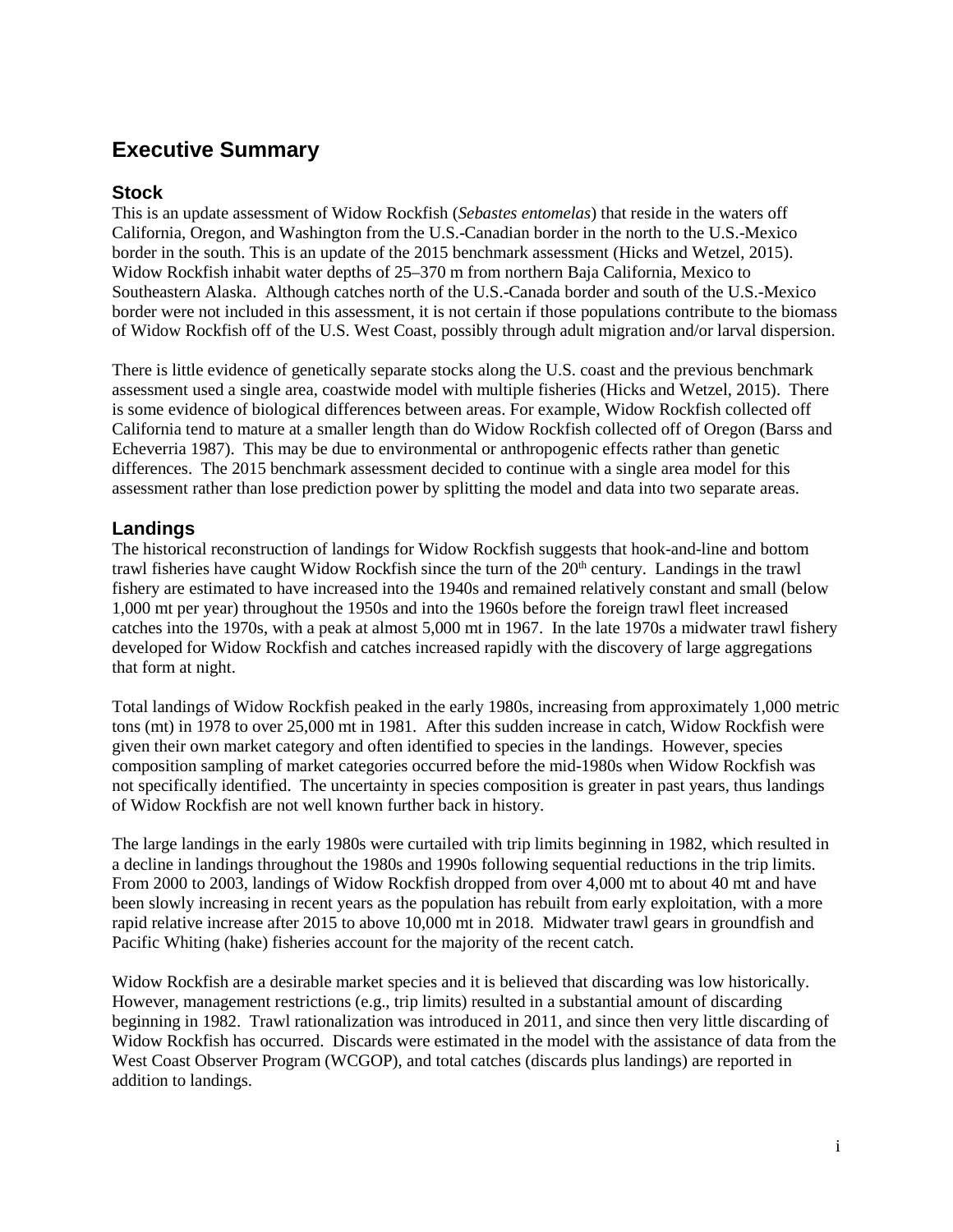# Executive Summary

## Stock

This is an update assessment of Widow Rockfish (*Sebastes entomelas*) that reside in the waters off California, Oregon, and Washington from the U.S.-Canadian border in the north to the U.S.-Mexico border in the south. This is an update of the 2015 benchmark assessment (Hicks and Wetzel, 2015). Widow Rockfish inhabit water depths of 25–370 m from northern Baja California, Mexico to Southeastern Alaska. Although catches north of the U.S.-Canada border and south of the U.S.-Mexico border were not included in this assessment, it is not certain if those populations contribute to the biomass of Widow Rockfish off of the U.S. West Coast, possibly through adult migration and/or larval dispersion.

There is little evidence of genetically separate stocks along the U.S. coast and the previous benchmark assessment used a single area, coastwide model with multiple fisheries (Hicks and Wetzel, 2015). There is some evidence of biological differences between areas. For example, Widow Rockfish collected off California tend to mature at a smaller length than do Widow Rockfish collected off of Oregon (Barss and Echeverria 1987). This may be due to environmental or anthropogenic effects rather than genetic differences. The 2015 benchmark assessment decided to continue with a single area model for this assessment rather than lose prediction power by splitting the model and data into two separate areas.

## Landings

The historical reconstruction of landings for Widow Rockfish suggests that hook-and-line and bottom trawl fisheries have caught Widow Rockfish since the turn of the 20th century. Landings in the trawl fishery are estimated to have increased into the 1940s and remained relatively constant and small (below 1,000 mt per year) throughout the 1950s and into the 1960s before the foreign trawl fleet increased catches into the 1970s, with a peak at almost 5,000 mt in 1967. In the late 1970s a midwater trawl fishery developed for Widow Rockfish and catches increased rapidly with the discovery of large aggregations that form at night.

Total landings of Widow Rockfish peaked in the early 1980s, increasing from approximately 1,000 metric tons (mt) in 1978 to over 25,000 mt in 1981. After this sudden increase in catch, Widow Rockfish were given their own market category and often identified to species in the landings. However, species composition sampling of market categories occurred before the mid-1980s when Widow Rockfish was not specifically identified. The uncertainty in species composition is greater in past years, thus landings of Widow Rockfish are not well known further back in history.

The large landings in the early 1980s were curtailed with trip limits beginning in 1982, which resulted in a decline in landings throughout the 1980s and 1990s following sequential reductions in the trip limits. From 2000 to 2003, landings of Widow Rockfish dropped from over 4,000 mt to about 40 mt and have been slowly increasing in recent years as the population has rebuilt from early exploitation, with a more rapid relative increase after 2015 to above 10,000 mt in 2018. Midwater trawl gears in groundfish and Pacific Whiting (hake) fisheries account for the majority of the recent catch.

Widow Rockfish are a desirable market species and it is believed that discarding was low historically. However, management restrictions (e.g., trip limits) resulted in a substantial amount of discarding beginning in 1982. Trawl rationalization was introduced in 2011, and since then very little discarding of Widow Rockfish has occurred. Discards were estimated in the model with the assistance of data from the West Coast Observer Program (WCGOP), and total catches (discards plus landings) are reported in addition to landings.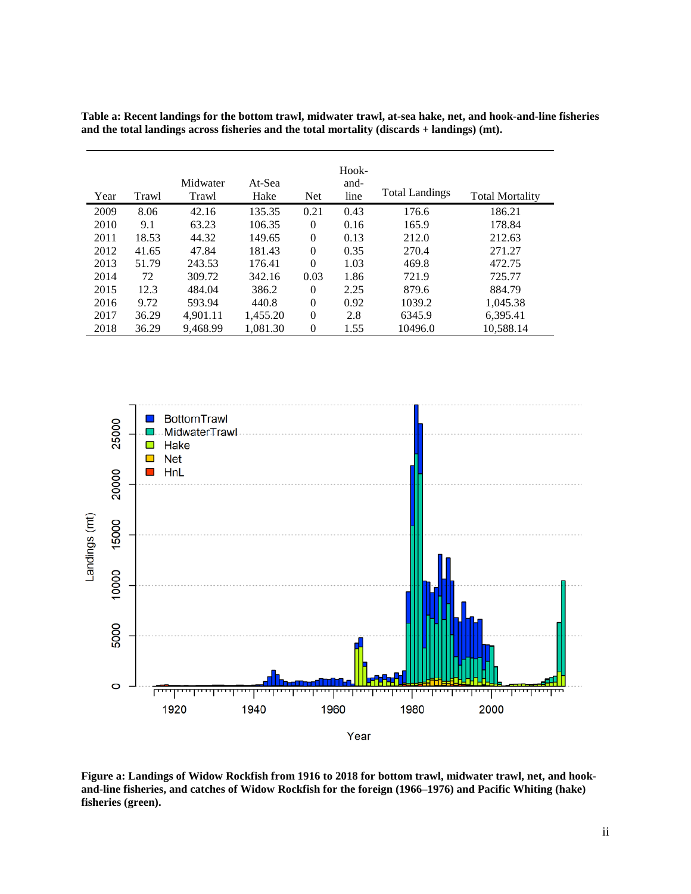**Table a: Recent landings for the bottom trawl, midwater trawl, at-sea hake, net, and hook-and-line fisheries and the total landings across fisheries and the total mortality (discards + landings) (mt).**

| Year | Trawl | Midwater Trawl | At-Sea Hake | Net | Hook-and-line | Total Landings | Total Mortality |
|---|---|---|---|---|---|---|---|
| 2009 | 8.06 | 42.16 | 135.35 | 0.21 | 0.43 | 176.6 | 186.21 |
| 2010 | 9.1 | 63.23 | 106.35 | 0 | 0.16 | 165.9 | 178.84 |
| 2011 | 18.53 | 44.32 | 149.65 | 0 | 0.13 | 212.0 | 212.63 |
| 2012 | 41.65 | 47.84 | 181.43 | 0 | 0.35 | 270.4 | 271.27 |
| 2013 | 51.79 | 243.53 | 176.41 | 0 | 1.03 | 469.8 | 472.75 |
| 2014 | 72 | 309.72 | 342.16 | 0.03 | 1.86 | 721.9 | 725.77 |
| 2015 | 12.3 | 484.04 | 386.2 | 0 | 2.25 | 879.6 | 884.79 |
| 2016 | 9.72 | 593.94 | 440.8 | 0 | 0.92 | 1039.2 | 1,045.38 |
| 2017 | 36.29 | 4,901.11 | 1,455.20 | 0 | 2.8 | 6345.9 | 6,395.41 |
| 2018 | 36.29 | 9,468.99 | 1,081.30 | 0 | 1.55 | 10496.0 | 10,588.14 |

**Figure a: Landings of Widow Rockfish from 1916 to 2018 for bottom trawl, midwater trawl, net, and hook-and-line fisheries, and catches of Widow Rockfish for the foreign (1966–1976) and Pacific Whiting (hake) fisheries (green).**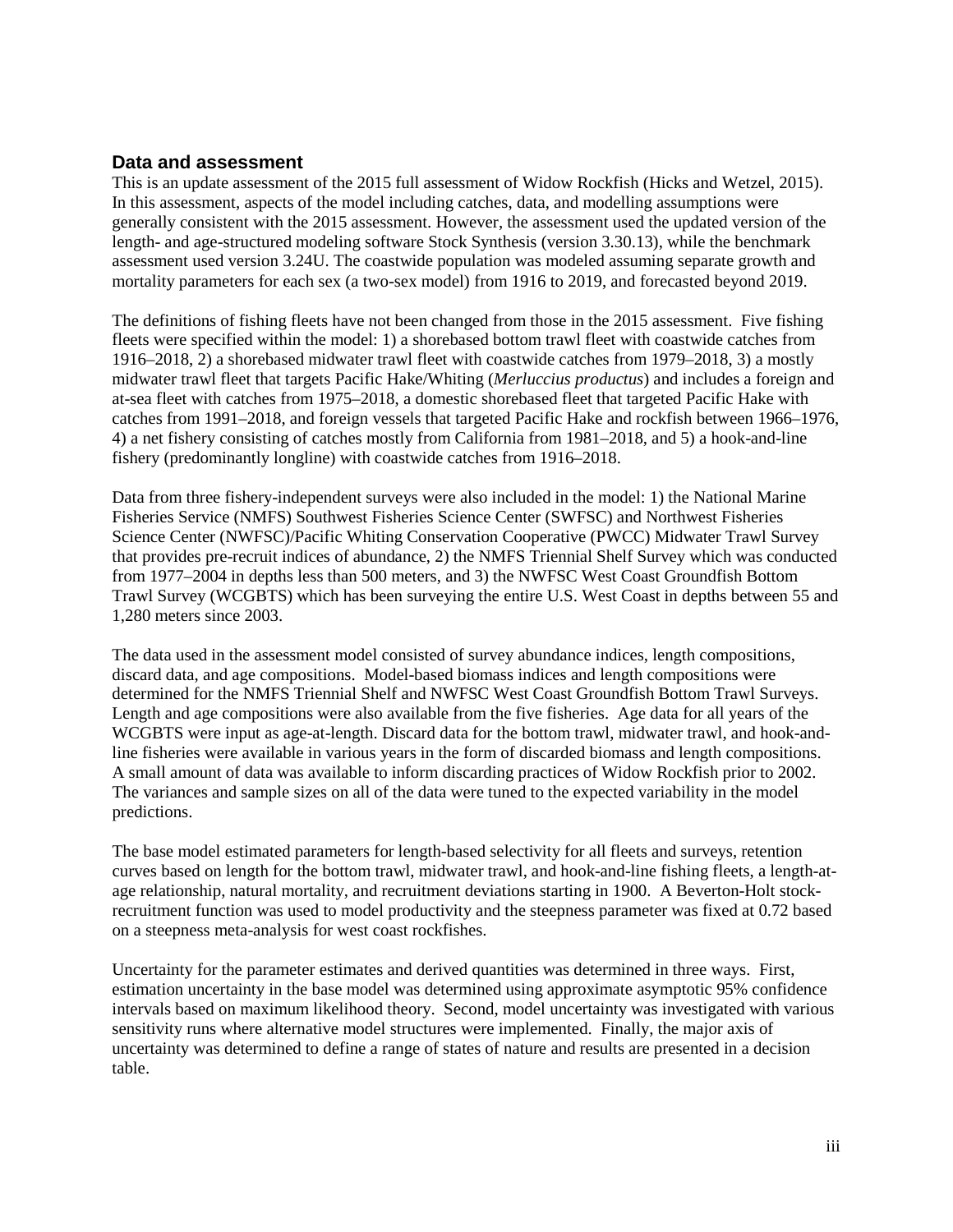## Data and assessment

This is an update assessment of the 2015 full assessment of Widow Rockfish (Hicks and Wetzel, 2015). In this assessment, aspects of the model including catches, data, and modelling assumptions were generally consistent with the 2015 assessment. However, the assessment used the updated version of the length- and age-structured modeling software Stock Synthesis (version 3.30.13), while the benchmark assessment used version 3.24U. The coastwide population was modeled assuming separate growth and mortality parameters for each sex (a two-sex model) from 1916 to 2019, and forecasted beyond 2019.

The definitions of fishing fleets have not been changed from those in the 2015 assessment. Five fishing fleets were specified within the model: 1) a shorebased bottom trawl fleet with coastwide catches from 1916–2018, 2) a shorebased midwater trawl fleet with coastwide catches from 1979–2018, 3) a mostly midwater trawl fleet that targets Pacific Hake/Whiting (*Merluccius productus*) and includes a foreign and at-sea fleet with catches from 1975–2018, a domestic shorebased fleet that targeted Pacific Hake with catches from 1991–2018, and foreign vessels that targeted Pacific Hake and rockfish between 1966–1976, 4) a net fishery consisting of catches mostly from California from 1981–2018, and 5) a hook-and-line fishery (predominantly longline) with coastwide catches from 1916–2018.

Data from three fishery-independent surveys were also included in the model: 1) the National Marine Fisheries Service (NMFS) Southwest Fisheries Science Center (SWFSC) and Northwest Fisheries Science Center (NWFSC)/Pacific Whiting Conservation Cooperative (PWCC) Midwater Trawl Survey that provides pre-recruit indices of abundance, 2) the NMFS Triennial Shelf Survey which was conducted from 1977–2004 in depths less than 500 meters, and 3) the NWFSC West Coast Groundfish Bottom Trawl Survey (WCGBTS) which has been surveying the entire U.S. West Coast in depths between 55 and 1,280 meters since 2003.

The data used in the assessment model consisted of survey abundance indices, length compositions, discard data, and age compositions. Model-based biomass indices and length compositions were determined for the NMFS Triennial Shelf and NWFSC West Coast Groundfish Bottom Trawl Surveys. Length and age compositions were also available from the five fisheries. Age data for all years of the WCGBTS were input as age-at-length. Discard data for the bottom trawl, midwater trawl, and hook-and-line fisheries were available in various years in the form of discarded biomass and length compositions. A small amount of data was available to inform discarding practices of Widow Rockfish prior to 2002. The variances and sample sizes on all of the data were tuned to the expected variability in the model predictions.

The base model estimated parameters for length-based selectivity for all fleets and surveys, retention curves based on length for the bottom trawl, midwater trawl, and hook-and-line fishing fleets, a length-at-age relationship, natural mortality, and recruitment deviations starting in 1900. A Beverton-Holt stock-recruitment function was used to model productivity and the steepness parameter was fixed at 0.72 based on a steepness meta-analysis for west coast rockfishes.

Uncertainty for the parameter estimates and derived quantities was determined in three ways. First, estimation uncertainty in the base model was determined using approximate asymptotic 95% confidence intervals based on maximum likelihood theory. Second, model uncertainty was investigated with various sensitivity runs where alternative model structures were implemented. Finally, the major axis of uncertainty was determined to define a range of states of nature and results are presented in a decision table.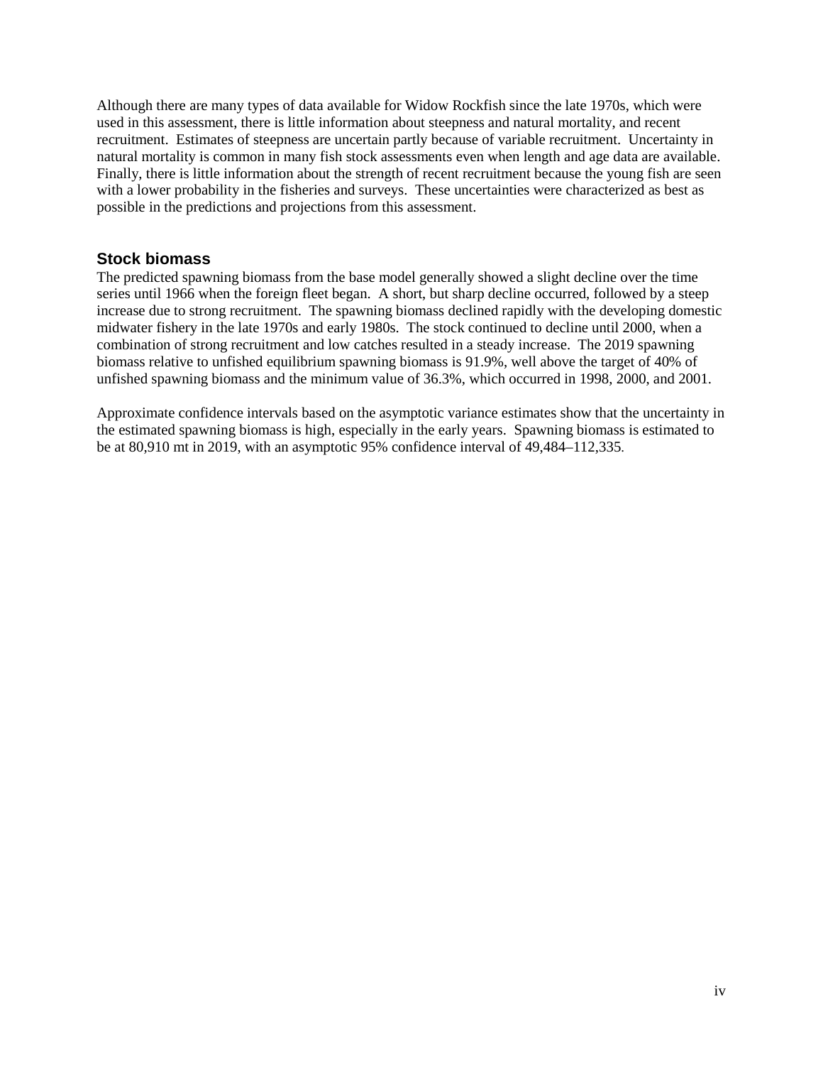Although there are many types of data available for Widow Rockfish since the late 1970s, which were used in this assessment, there is little information about steepness and natural mortality, and recent recruitment. Estimates of steepness are uncertain partly because of variable recruitment. Uncertainty in natural mortality is common in many fish stock assessments even when length and age data are available. Finally, there is little information about the strength of recent recruitment because the young fish are seen with a lower probability in the fisheries and surveys. These uncertainties were characterized as best as possible in the predictions and projections from this assessment.

## Stock biomass

The predicted spawning biomass from the base model generally showed a slight decline over the time series until 1966 when the foreign fleet began. A short, but sharp decline occurred, followed by a steep increase due to strong recruitment. The spawning biomass declined rapidly with the developing domestic midwater fishery in the late 1970s and early 1980s. The stock continued to decline until 2000, when a combination of strong recruitment and low catches resulted in a steady increase. The 2019 spawning biomass relative to unfished equilibrium spawning biomass is 91.9%, well above the target of 40% of unfished spawning biomass and the minimum value of 36.3%, which occurred in 1998, 2000, and 2001.

Approximate confidence intervals based on the asymptotic variance estimates show that the uncertainty in the estimated spawning biomass is high, especially in the early years. Spawning biomass is estimated to be at 80,910 mt in 2019, with an asymptotic 95% confidence interval of 49,484–112,335.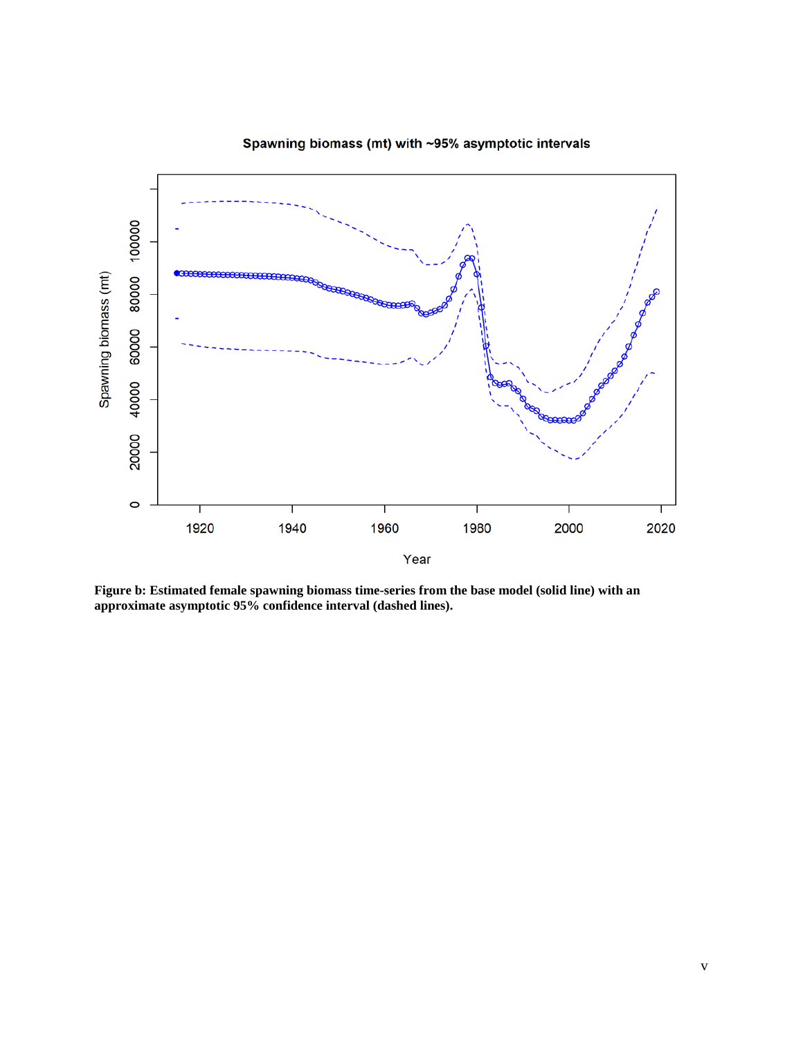**Figure b: Estimated female spawning biomass time-series from the base model (solid line) with an approximate asymptotic 95% confidence interval (dashed lines).**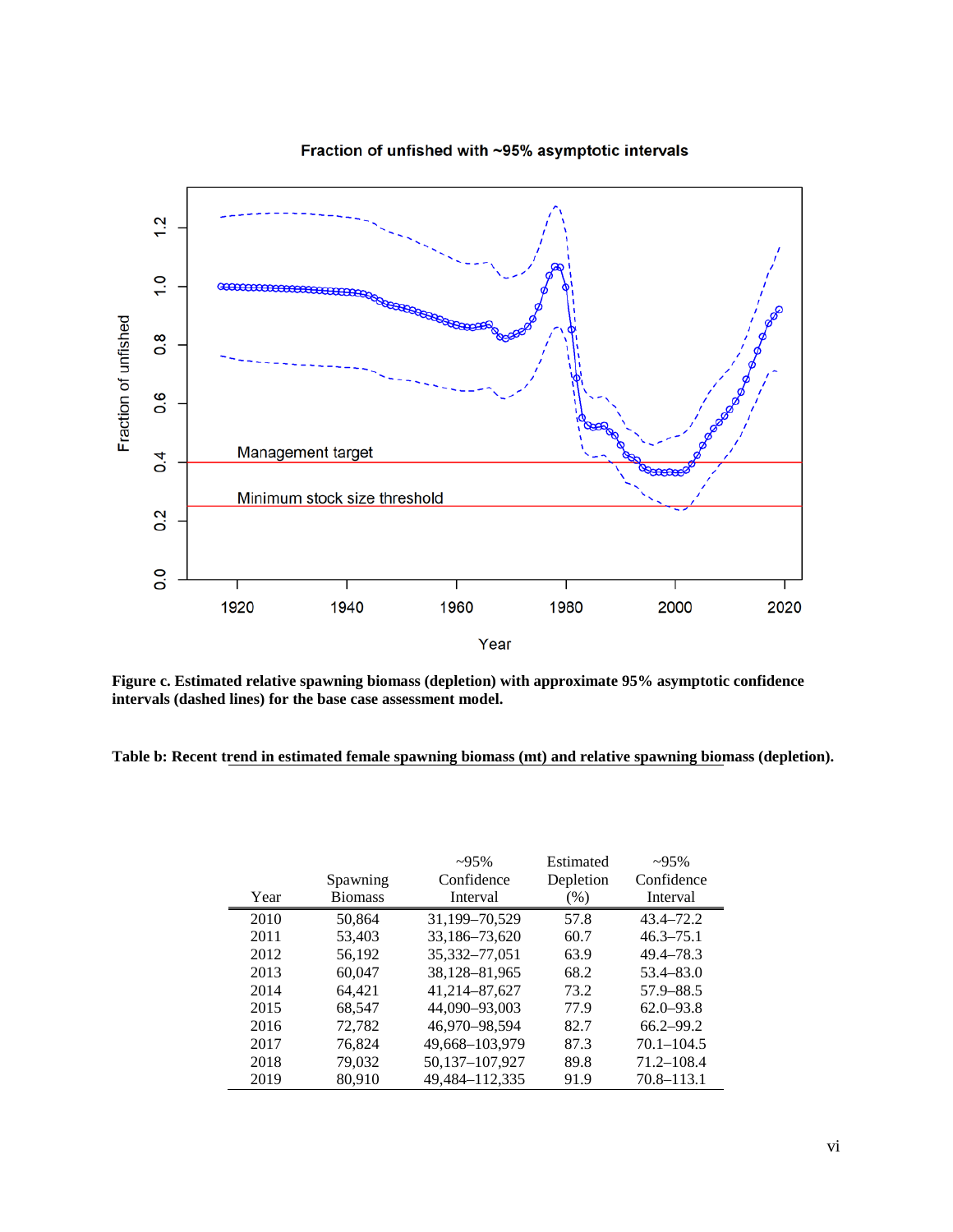**Figure c. Estimated relative spawning biomass (depletion) with approximate 95% asymptotic confidence intervals (dashed lines) for the base case assessment model.**

**Table b: Recent trend in estimated female spawning biomass (mt) and relative spawning biomass (depletion).**

| Year | Spawning Biomass | ~95% Confidence Interval | Estimated Depletion (%) | ~95% Confidence Interval |
|---|---|---|---|---|
| 2010 | 50,864 | 31,199–70,529 | 57.8 | 43.4–72.2 |
| 2011 | 53,403 | 33,186–73,620 | 60.7 | 46.3–75.1 |
| 2012 | 56,192 | 35,332–77,051 | 63.9 | 49.4–78.3 |
| 2013 | 60,047 | 38,128–81,965 | 68.2 | 53.4–83.0 |
| 2014 | 64,421 | 41,214–87,627 | 73.2 | 57.9–88.5 |
| 2015 | 68,547 | 44,090–93,003 | 77.9 | 62.0–93.8 |
| 2016 | 72,782 | 46,970–98,594 | 82.7 | 66.2–99.2 |
| 2017 | 76,824 | 49,668–103,979 | 87.3 | 70.1–104.5 |
| 2018 | 79,032 | 50,137–107,927 | 89.8 | 71.2–108.4 |
| 2019 | 80,910 | 49,484–112,335 | 91.9 | 70.8–113.1 |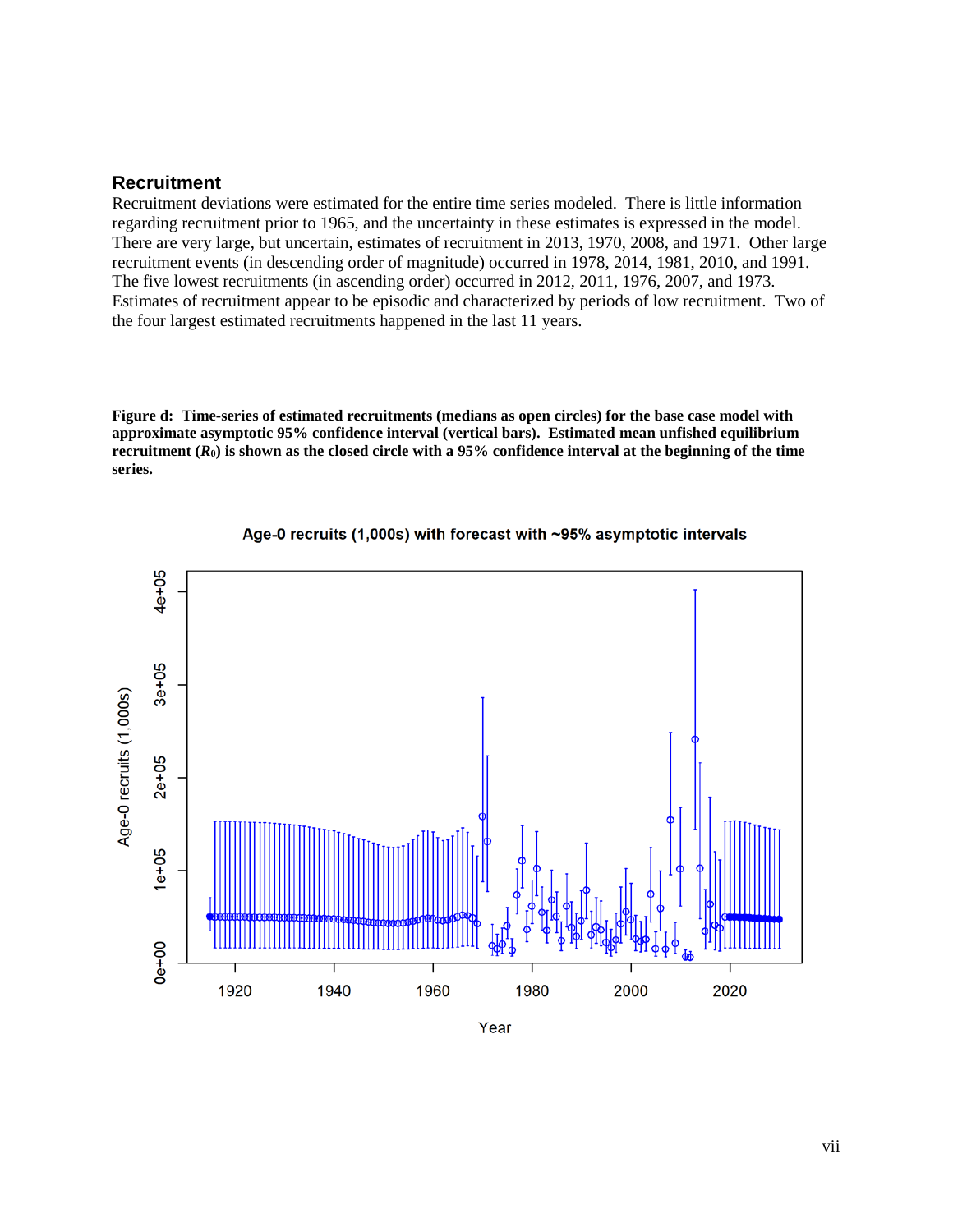## Recruitment

Recruitment deviations were estimated for the entire time series modeled. There is little information regarding recruitment prior to 1965, and the uncertainty in these estimates is expressed in the model. There are very large, but uncertain, estimates of recruitment in 2013, 1970, 2008, and 1971. Other large recruitment events (in descending order of magnitude) occurred in 1978, 2014, 1981, 2010, and 1991. The five lowest recruitments (in ascending order) occurred in 2012, 2011, 1976, 2007, and 1973. Estimates of recruitment appear to be episodic and characterized by periods of low recruitment. Two of the four largest estimated recruitments happened in the last 11 years.

**Figure d: Time-series of estimated recruitments (medians as open circles) for the base case model with approximate asymptotic 95% confidence interval (vertical bars). Estimated mean unfished equilibrium recruitment ($R_0$) is shown as the closed circle with a 95% confidence interval at the beginning of the time series.**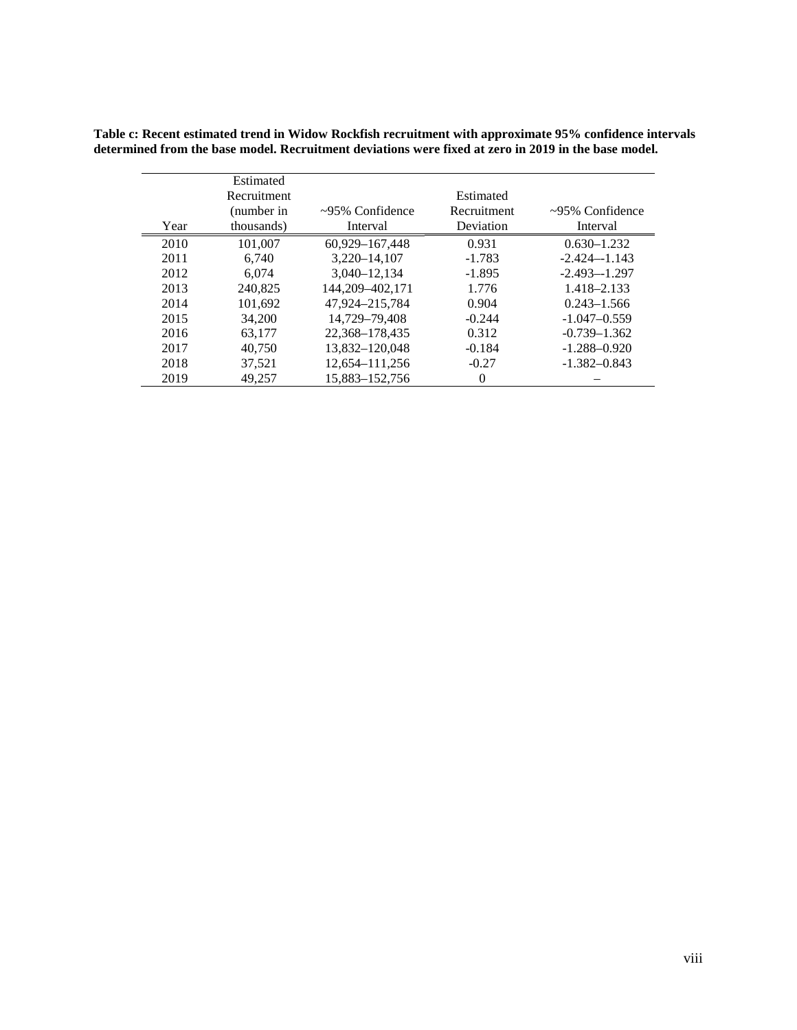**Table c: Recent estimated trend in Widow Rockfish recruitment with approximate 95% confidence intervals determined from the base model. Recruitment deviations were fixed at zero in 2019 in the base model.**

| Year | Estimated Recruitment (number in thousands) | ~95% Confidence Interval | Estimated Recruitment Deviation | ~95% Confidence Interval |
|---|---|---|---|---|
| 2010 | 101,007 | 60,929–167,448 | 0.931 | 0.630–1.232 |
| 2011 | 6,740 | 3,220–14,107 | -1.783 | -2.424–-1.143 |
| 2012 | 6,074 | 3,040–12,134 | -1.895 | -2.493–-1.297 |
| 2013 | 240,825 | 144,209–402,171 | 1.776 | 1.418–2.133 |
| 2014 | 101,692 | 47,924–215,784 | 0.904 | 0.243–1.566 |
| 2015 | 34,200 | 14,729–79,408 | -0.244 | -1.047–0.559 |
| 2016 | 63,177 | 22,368–178,435 | 0.312 | -0.739–1.362 |
| 2017 | 40,750 | 13,832–120,048 | -0.184 | -1.288–0.920 |
| 2018 | 37,521 | 12,654–111,256 | -0.27 | -1.382–0.843 |
| 2019 | 49,257 | 15,883–152,756 | 0 | – |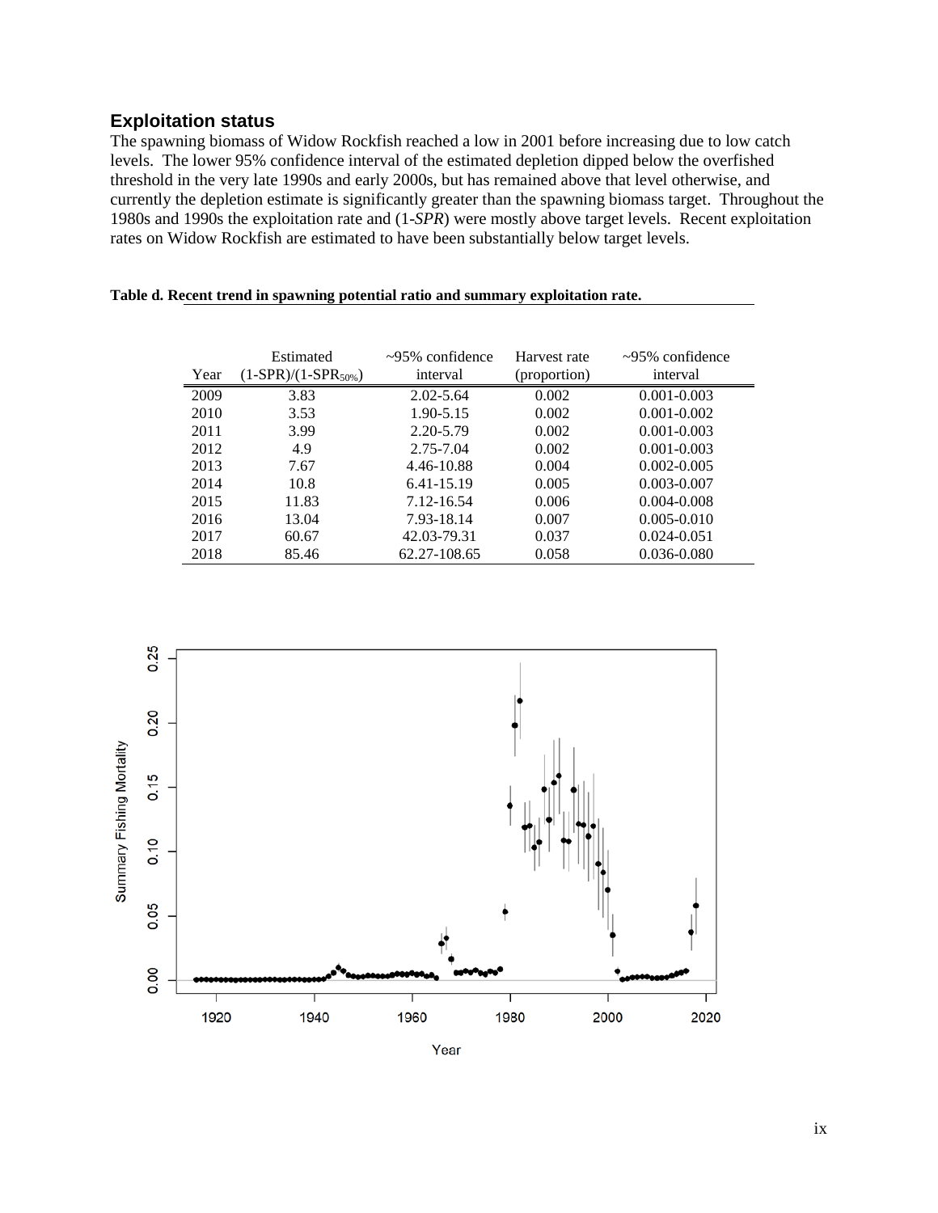## Exploitation status

The spawning biomass of Widow Rockfish reached a low in 2001 before increasing due to low catch levels. The lower 95% confidence interval of the estimated depletion dipped below the overfished threshold in the very late 1990s and early 2000s, but has remained above that level otherwise, and currently the depletion estimate is significantly greater than the spawning biomass target. Throughout the 1980s and 1990s the exploitation rate and (1-*SPR*) were mostly above target levels. Recent exploitation rates on Widow Rockfish are estimated to have been substantially below target levels.

**Table d. Recent trend in spawning potential ratio and summary exploitation rate.**

| Year | Estimated $(1\text{-SPR})/(1\text{-SPR}_{50\%})$ | ~95% confidence interval | Harvest rate (proportion) | ~95% confidence interval |
|---|---|---|---|---|
| 2009 | 3.83 | 2.02-5.64 | 0.002 | 0.001-0.003 |
| 2010 | 3.53 | 1.90-5.15 | 0.002 | 0.001-0.002 |
| 2011 | 3.99 | 2.20-5.79 | 0.002 | 0.001-0.003 |
| 2012 | 4.9 | 2.75-7.04 | 0.002 | 0.001-0.003 |
| 2013 | 7.67 | 4.46-10.88 | 0.004 | 0.002-0.005 |
| 2014 | 10.8 | 6.41-15.19 | 0.005 | 0.003-0.007 |
| 2015 | 11.83 | 7.12-16.54 | 0.006 | 0.004-0.008 |
| 2016 | 13.04 | 7.93-18.14 | 0.007 | 0.005-0.010 |
| 2017 | 60.67 | 42.03-79.31 | 0.037 | 0.024-0.051 |
| 2018 | 85.46 | 62.27-108.65 | 0.058 | 0.036-0.080 |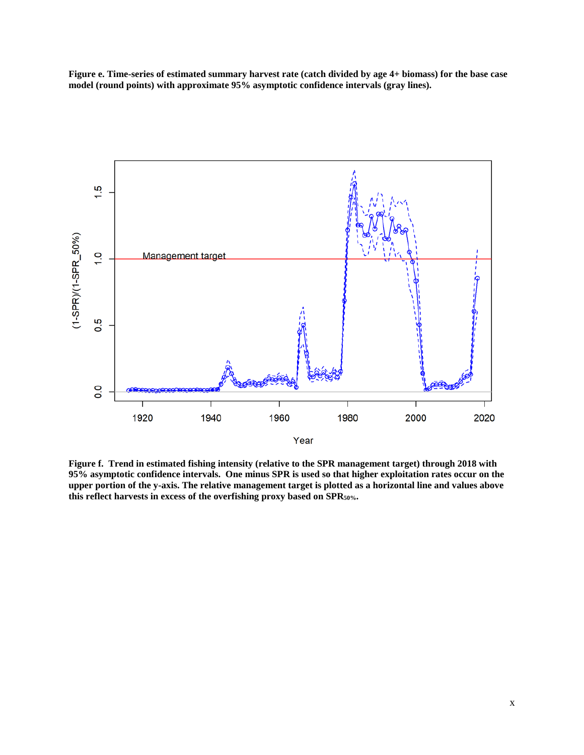**Figure e. Time-series of estimated summary harvest rate (catch divided by age 4+ biomass) for the base case model (round points) with approximate 95% asymptotic confidence intervals (gray lines).**

**Figure f. Trend in estimated fishing intensity (relative to the SPR management target) through 2018 with 95% asymptotic confidence intervals. One minus SPR is used so that higher exploitation rates occur on the upper portion of the y-axis. The relative management target is plotted as a horizontal line and values above this reflect harvests in excess of the overfishing proxy based on $SPR_{50\%}$.**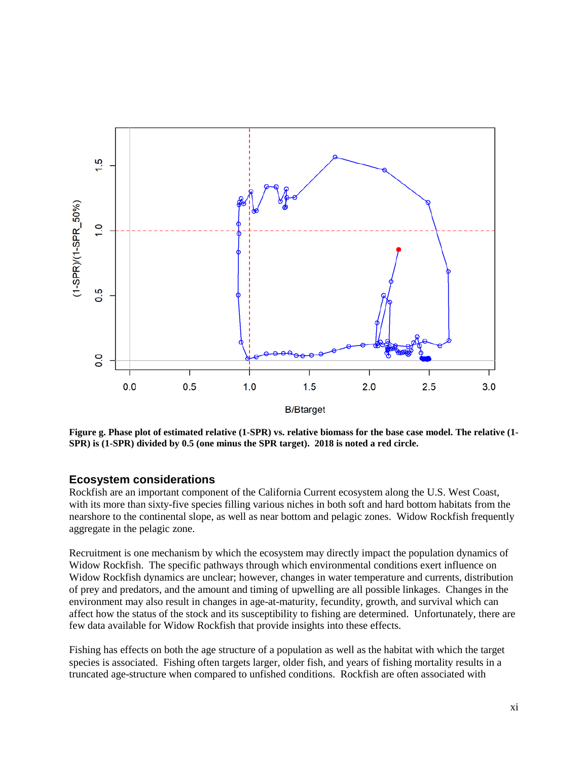**Figure g. Phase plot of estimated relative (1-SPR) vs. relative biomass for the base case model. The relative (1-SPR) is (1-SPR) divided by 0.5 (one minus the SPR target). 2018 is noted a red circle.**

## Ecosystem considerations

Rockfish are an important component of the California Current ecosystem along the U.S. West Coast, with its more than sixty-five species filling various niches in both soft and hard bottom habitats from the nearshore to the continental slope, as well as near bottom and pelagic zones. Widow Rockfish frequently aggregate in the pelagic zone.

Recruitment is one mechanism by which the ecosystem may directly impact the population dynamics of Widow Rockfish. The specific pathways through which environmental conditions exert influence on Widow Rockfish dynamics are unclear; however, changes in water temperature and currents, distribution of prey and predators, and the amount and timing of upwelling are all possible linkages. Changes in the environment may also result in changes in age-at-maturity, fecundity, growth, and survival which can affect how the status of the stock and its susceptibility to fishing are determined. Unfortunately, there are few data available for Widow Rockfish that provide insights into these effects.

Fishing has effects on both the age structure of a population as well as the habitat with which the target species is associated. Fishing often targets larger, older fish, and years of fishing mortality results in a truncated age-structure when compared to unfished conditions. Rockfish are often associated with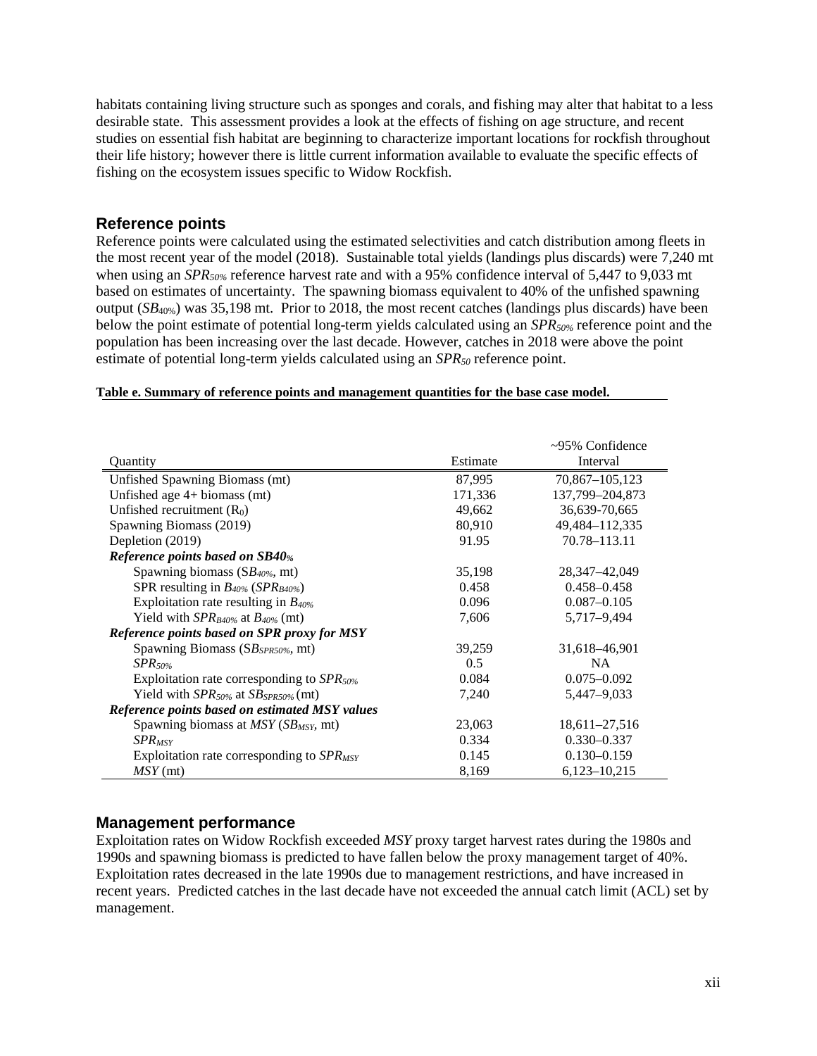habitats containing living structure such as sponges and corals, and fishing may alter that habitat to a less desirable state. This assessment provides a look at the effects of fishing on age structure, and recent studies on essential fish habitat are beginning to characterize important locations for rockfish throughout their life history; however there is little current information available to evaluate the specific effects of fishing on the ecosystem issues specific to Widow Rockfish.

## Reference points

Reference points were calculated using the estimated selectivities and catch distribution among fleets in the most recent year of the model (2018). Sustainable total yields (landings plus discards) were 7,240 mt when using an $SPR_{50\%}$ reference harvest rate and with a 95% confidence interval of 5,447 to 9,033 mt based on estimates of uncertainty. The spawning biomass equivalent to 40% of the unfished spawning output ($SB_{40\%}$) was 35,198 mt. Prior to 2018, the most recent catches (landings plus discards) have been below the point estimate of potential long-term yields calculated using an $SPR_{50\%}$ reference point and the population has been increasing over the last decade. However, catches in 2018 were above the point estimate of potential long-term yields calculated using an $SPR_{50}$ reference point.

**Table e. Summary of reference points and management quantities for the base case model.**

| Quantity | Estimate | ~95% Confidence Interval |
|---|---|---|
| Unfished Spawning Biomass (mt) | 87,995 | 70,867–105,123 |
| Unfished age 4+ biomass (mt) | 171,336 | 137,799–204,873 |
| Unfished recruitment ($R_0$) | 49,662 | 36,639-70,665 |
| Spawning Biomass (2019) | 80,910 | 49,484–112,335 |
| Depletion (2019) | 91.95 | 70.78–113.11 |
| ***Reference points based on SB40%*** | | |
| Spawning biomass ($SB_{40\%}$, mt) | 35,198 | 28,347–42,049 |
| SPR resulting in $B_{40\%}$ ($SPR_{B40\%}$) | 0.458 | 0.458–0.458 |
| Exploitation rate resulting in $B_{40\%}$ | 0.096 | 0.087–0.105 |
| Yield with $SPR_{B40\%}$ at $B_{40\%}$ (mt) | 7,606 | 5,717–9,494 |
| ***Reference points based on SPR proxy for MSY*** | | |
| Spawning Biomass ($SB_{SPR50\%}$, mt) | 39,259 | 31,618–46,901 |
| $SPR_{50\%}$ | 0.5 | NA |
| Exploitation rate corresponding to $SPR_{50\%}$ | 0.084 | 0.075–0.092 |
| Yield with $SPR_{50\%}$ at $SB_{SPR50\%}$ (mt) | 7,240 | 5,447–9,033 |
| ***Reference points based on estimated MSY values*** | | |
| Spawning biomass at *MSY* ($SB_{MSY}$, mt) | 23,063 | 18,611–27,516 |
| $SPR_{MSY}$ | 0.334 | 0.330–0.337 |
| Exploitation rate corresponding to $SPR_{MSY}$ | 0.145 | 0.130–0.159 |
| *MSY* (mt) | 8,169 | 6,123–10,215 |

## Management performance

Exploitation rates on Widow Rockfish exceeded *MSY* proxy target harvest rates during the 1980s and 1990s and spawning biomass is predicted to have fallen below the proxy management target of 40%. Exploitation rates decreased in the late 1990s due to management restrictions, and have increased in recent years. Predicted catches in the last decade have not exceeded the annual catch limit (ACL) set by management.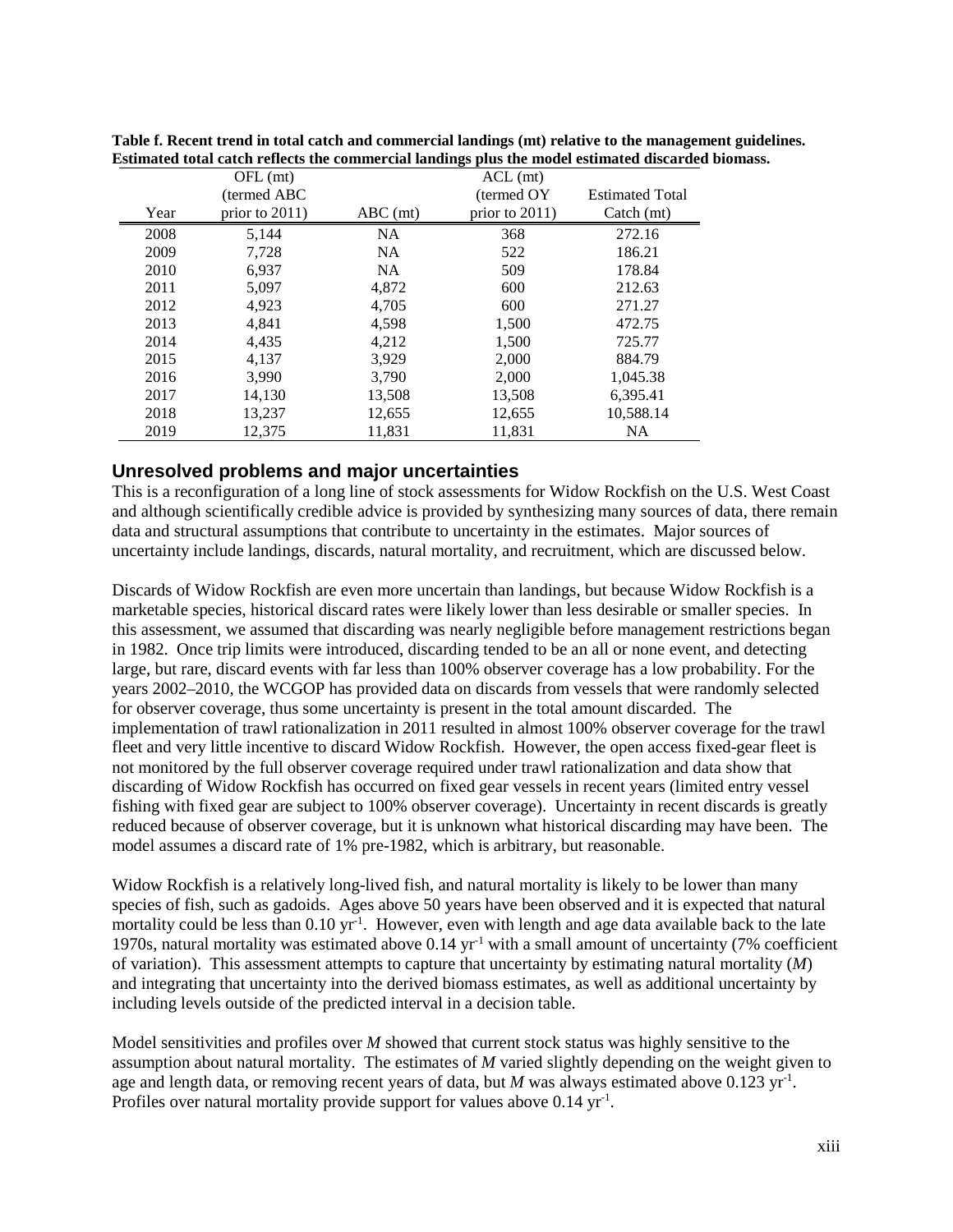**Table f. Recent trend in total catch and commercial landings (mt) relative to the management guidelines. Estimated total catch reflects the commercial landings plus the model estimated discarded biomass.**

| Year | OFL (mt) (termed ABC prior to 2011) | ABC (mt) | ACL (mt) (termed OY prior to 2011) | Estimated Total Catch (mt) |
|---|---|---|---|---|
| 2008 | 5,144 | NA | 368 | 272.16 |
| 2009 | 7,728 | NA | 522 | 186.21 |
| 2010 | 6,937 | NA | 509 | 178.84 |
| 2011 | 5,097 | 4,872 | 600 | 212.63 |
| 2012 | 4,923 | 4,705 | 600 | 271.27 |
| 2013 | 4,841 | 4,598 | 1,500 | 472.75 |
| 2014 | 4,435 | 4,212 | 1,500 | 725.77 |
| 2015 | 4,137 | 3,929 | 2,000 | 884.79 |
| 2016 | 3,990 | 3,790 | 2,000 | 1,045.38 |
| 2017 | 14,130 | 13,508 | 13,508 | 6,395.41 |
| 2018 | 13,237 | 12,655 | 12,655 | 10,588.14 |
| 2019 | 12,375 | 11,831 | 11,831 | NA |

## Unresolved problems and major uncertainties

This is a reconfiguration of a long line of stock assessments for Widow Rockfish on the U.S. West Coast and although scientifically credible advice is provided by synthesizing many sources of data, there remain data and structural assumptions that contribute to uncertainty in the estimates. Major sources of uncertainty include landings, discards, natural mortality, and recruitment, which are discussed below.

Discards of Widow Rockfish are even more uncertain than landings, but because Widow Rockfish is a marketable species, historical discard rates were likely lower than less desirable or smaller species. In this assessment, we assumed that discarding was nearly negligible before management restrictions began in 1982. Once trip limits were introduced, discarding tended to be an all or none event, and detecting large, but rare, discard events with far less than 100% observer coverage has a low probability. For the years 2002–2010, the WCGOP has provided data on discards from vessels that were randomly selected for observer coverage, thus some uncertainty is present in the total amount discarded. The implementation of trawl rationalization in 2011 resulted in almost 100% observer coverage for the trawl fleet and very little incentive to discard Widow Rockfish. However, the open access fixed-gear fleet is not monitored by the full observer coverage required under trawl rationalization and data show that discarding of Widow Rockfish has occurred on fixed gear vessels in recent years (limited entry vessel fishing with fixed gear are subject to 100% observer coverage). Uncertainty in recent discards is greatly reduced because of observer coverage, but it is unknown what historical discarding may have been. The model assumes a discard rate of 1% pre-1982, which is arbitrary, but reasonable.

Widow Rockfish is a relatively long-lived fish, and natural mortality is likely to be lower than many species of fish, such as gadoids. Ages above 50 years have been observed and it is expected that natural mortality could be less than 0.10 $yr^{-1}$. However, even with length and age data available back to the late 1970s, natural mortality was estimated above 0.14 $yr^{-1}$ with a small amount of uncertainty (7% coefficient of variation). This assessment attempts to capture that uncertainty by estimating natural mortality ($M$) and integrating that uncertainty into the derived biomass estimates, as well as additional uncertainty by including levels outside of the predicted interval in a decision table.

Model sensitivities and profiles over $M$ showed that current stock status was highly sensitive to the assumption about natural mortality. The estimates of $M$ varied slightly depending on the weight given to age and length data, or removing recent years of data, but $M$ was always estimated above 0.123 $yr^{-1}$. Profiles over natural mortality provide support for values above 0.14 $yr^{-1}$.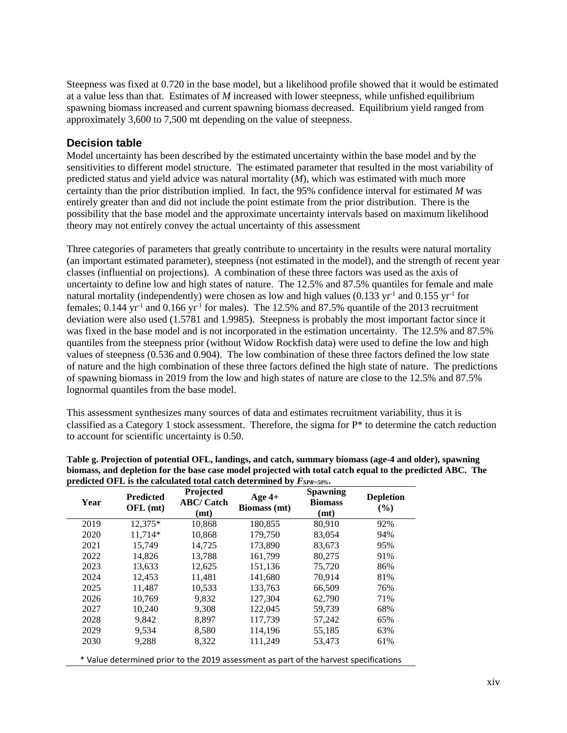Steepness was fixed at 0.720 in the base model, but a likelihood profile showed that it would be estimated at a value less than that. Estimates of *M* increased with lower steepness, while unfished equilibrium spawning biomass increased and current spawning biomass decreased. Equilibrium yield ranged from approximately 3,600 to 7,500 mt depending on the value of steepness.

## Decision table

Model uncertainty has been described by the estimated uncertainty within the base model and by the sensitivities to different model structure. The estimated parameter that resulted in the most variability of predicted status and yield advice was natural mortality (*M*), which was estimated with much more certainty than the prior distribution implied. In fact, the 95% confidence interval for estimated *M* was entirely greater than and did not include the point estimate from the prior distribution. There is the possibility that the base model and the approximate uncertainty intervals based on maximum likelihood theory may not entirely convey the actual uncertainty of this assessment

Three categories of parameters that greatly contribute to uncertainty in the results were natural mortality (an important estimated parameter), steepness (not estimated in the model), and the strength of recent year classes (influential on projections). A combination of these three factors was used as the axis of uncertainty to define low and high states of nature. The 12.5% and 87.5% quantiles for female and male natural mortality (independently) were chosen as low and high values (0.133 $yr^{-1}$ and 0.155 $yr^{-1}$ for females; 0.144 $yr^{-1}$ and 0.166 $yr^{-1}$ for males). The 12.5% and 87.5% quantile of the 2013 recruitment deviation were also used (1.5781 and 1.9985). Steepness is probably the most important factor since it was fixed in the base model and is not incorporated in the estimation uncertainty. The 12.5% and 87.5% quantiles from the steepness prior (without Widow Rockfish data) were used to define the low and high values of steepness (0.536 and 0.904). The low combination of these three factors defined the low state of nature and the high combination of these three factors defined the high state of nature. The predictions of spawning biomass in 2019 from the low and high states of nature are close to the 12.5% and 87.5% lognormal quantiles from the base model.

This assessment synthesizes many sources of data and estimates recruitment variability, thus it is classified as a Category 1 stock assessment. Therefore, the sigma for P* to determine the catch reduction to account for scientific uncertainty is 0.50.

**Table g. Projection of potential OFL, landings, and catch, summary biomass (age-4 and older), spawning biomass, and depletion for the base case model projected with total catch equal to the predicted ABC. The predicted OFL is the calculated total catch determined by $F_{SPR=50\%}$.**

| Year | Predicted OFL (mt) | Projected ABC/ Catch (mt) | Age 4+ Biomass (mt) | Spawning Biomass (mt) | Depletion (%) |
|---|---|---|---|---|---|
| 2019 | 12,375* | 10,868 | 180,855 | 80,910 | 92% |
| 2020 | 11,714* | 10,868 | 179,750 | 83,054 | 94% |
| 2021 | 15,749 | 14,725 | 173,890 | 83,673 | 95% |
| 2022 | 14,826 | 13,788 | 161,799 | 80,275 | 91% |
| 2023 | 13,633 | 12,625 | 151,136 | 75,720 | 86% |
| 2024 | 12,453 | 11,481 | 141,680 | 70,914 | 81% |
| 2025 | 11,487 | 10,533 | 133,763 | 66,509 | 76% |
| 2026 | 10,769 | 9,832 | 127,304 | 62,790 | 71% |
| 2027 | 10,240 | 9,308 | 122,045 | 59,739 | 68% |
| 2028 | 9,842 | 8,897 | 117,739 | 57,242 | 65% |
| 2029 | 9,534 | 8,580 | 114,196 | 55,185 | 63% |
| 2030 | 9,288 | 8,322 | 111,249 | 53,473 | 61% |

\* Value determined prior to the 2019 assessment as part of the harvest specifications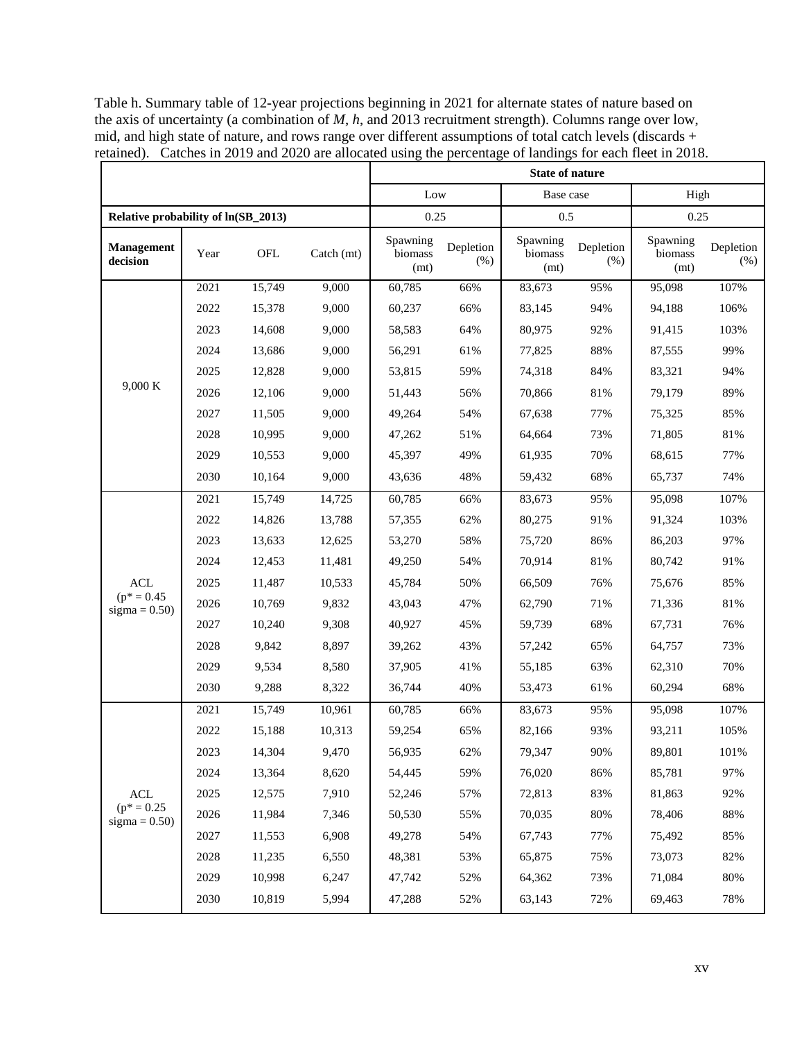Table h. Summary table of 12-year projections beginning in 2021 for alternate states of nature based on the axis of uncertainty (a combination of *M*, *h*, and 2013 recruitment strength). Columns range over low, mid, and high state of nature, and rows range over different assumptions of total catch levels (discards + retained). Catches in 2019 and 2020 are allocated using the percentage of landings for each fleet in 2018.

| | | | | State of nature | | | | | |
|---|---|---|---|---|---|---|---|---|---|
| | | | | Low | | Base case | | High | |
| **Relative probability of ln(SB_2013)** | | | | 0.25 | | 0.5 | | 0.25 | |
| **Management decision** | Year | OFL | Catch (mt) | Spawning biomass (mt) | Depletion (%) | Spawning biomass (mt) | Depletion (%) | Spawning biomass (mt) | Depletion (%) |
| 9,000 K | 2021 | 15,749 | 9,000 | 60,785 | 66% | 83,673 | 95% | 95,098 | 107% |
| | 2022 | 15,378 | 9,000 | 60,237 | 66% | 83,145 | 94% | 94,188 | 106% |
| | 2023 | 14,608 | 9,000 | 58,583 | 64% | 80,975 | 92% | 91,415 | 103% |
| | 2024 | 13,686 | 9,000 | 56,291 | 61% | 77,825 | 88% | 87,555 | 99% |
| | 2025 | 12,828 | 9,000 | 53,815 | 59% | 74,318 | 84% | 83,321 | 94% |
| | 2026 | 12,106 | 9,000 | 51,443 | 56% | 70,866 | 81% | 79,179 | 89% |
| | 2027 | 11,505 | 9,000 | 49,264 | 54% | 67,638 | 77% | 75,325 | 85% |
| | 2028 | 10,995 | 9,000 | 47,262 | 51% | 64,664 | 73% | 71,805 | 81% |
| | 2029 | 10,553 | 9,000 | 45,397 | 49% | 61,935 | 70% | 68,615 | 77% |
| | 2030 | 10,164 | 9,000 | 43,636 | 48% | 59,432 | 68% | 65,737 | 74% |
| ACL (p* = 0.45 sigma = 0.50) | 2021 | 15,749 | 14,725 | 60,785 | 66% | 83,673 | 95% | 95,098 | 107% |
| | 2022 | 14,826 | 13,788 | 57,355 | 62% | 80,275 | 91% | 91,324 | 103% |
| | 2023 | 13,633 | 12,625 | 53,270 | 58% | 75,720 | 86% | 86,203 | 97% |
| | 2024 | 12,453 | 11,481 | 49,250 | 54% | 70,914 | 81% | 80,742 | 91% |
| | 2025 | 11,487 | 10,533 | 45,784 | 50% | 66,509 | 76% | 75,676 | 85% |
| | 2026 | 10,769 | 9,832 | 43,043 | 47% | 62,790 | 71% | 71,336 | 81% |
| | 2027 | 10,240 | 9,308 | 40,927 | 45% | 59,739 | 68% | 67,731 | 76% |
| | 2028 | 9,842 | 8,897 | 39,262 | 43% | 57,242 | 65% | 64,757 | 73% |
| | 2029 | 9,534 | 8,580 | 37,905 | 41% | 55,185 | 63% | 62,310 | 70% |
| | 2030 | 9,288 | 8,322 | 36,744 | 40% | 53,473 | 61% | 60,294 | 68% |
| ACL (p* = 0.25 sigma = 0.50) | 2021 | 15,749 | 10,961 | 60,785 | 66% | 83,673 | 95% | 95,098 | 107% |
| | 2022 | 15,188 | 10,313 | 59,254 | 65% | 82,166 | 93% | 93,211 | 105% |
| | 2023 | 14,304 | 9,470 | 56,935 | 62% | 79,347 | 90% | 89,801 | 101% |
| | 2024 | 13,364 | 8,620 | 54,445 | 59% | 76,020 | 86% | 85,781 | 97% |
| | 2025 | 12,575 | 7,910 | 52,246 | 57% | 72,813 | 83% | 81,863 | 92% |
| | 2026 | 11,984 | 7,346 | 50,530 | 55% | 70,035 | 80% | 78,406 | 88% |
| | 2027 | 11,553 | 6,908 | 49,278 | 54% | 67,743 | 77% | 75,492 | 85% |
| | 2028 | 11,235 | 6,550 | 48,381 | 53% | 65,875 | 75% | 73,073 | 82% |
| | 2029 | 10,998 | 6,247 | 47,742 | 52% | 64,362 | 73% | 71,084 | 80% |
| | 2030 | 10,819 | 5,994 | 47,288 | 52% | 63,143 | 72% | 69,463 | 78% |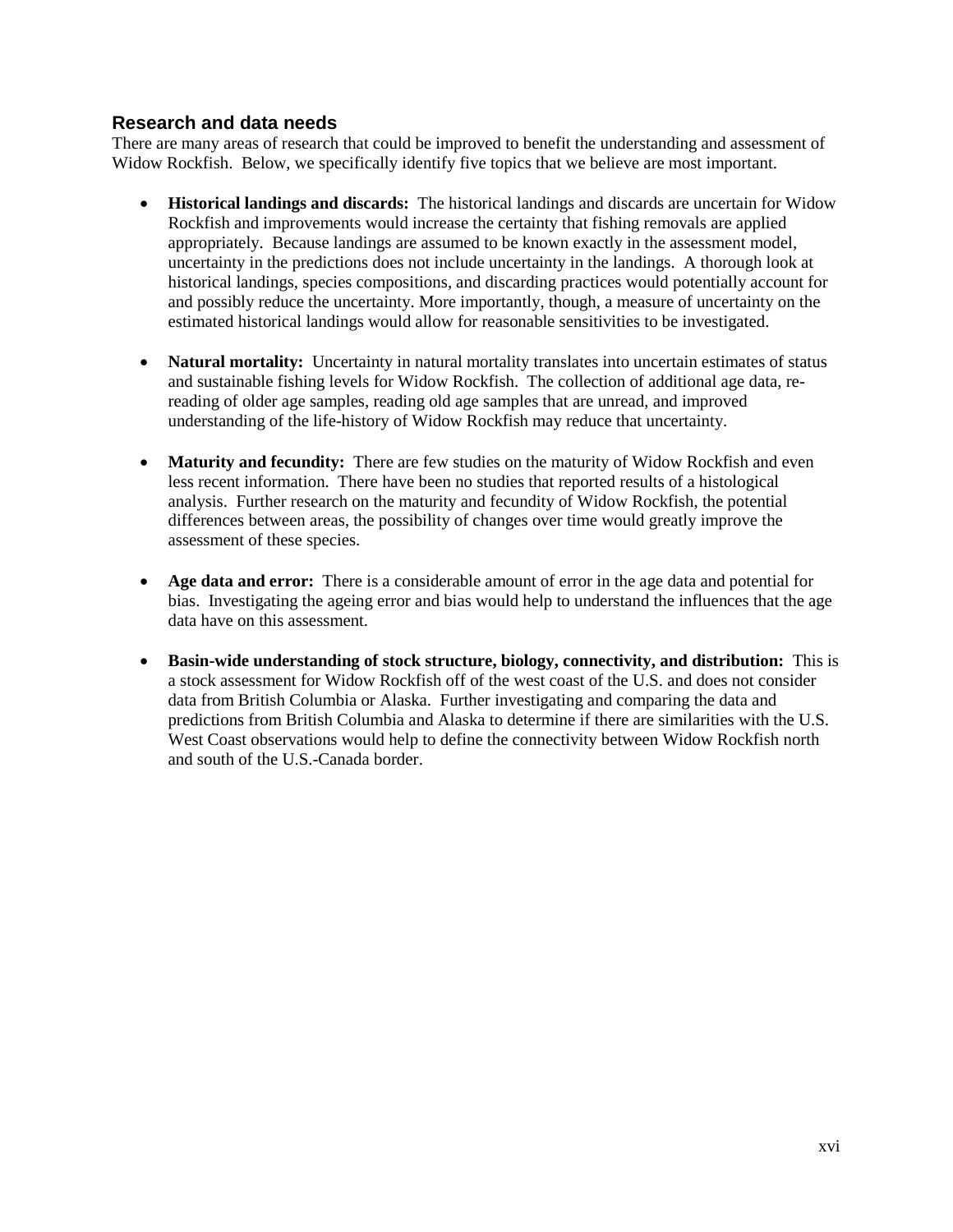## Research and data needs

There are many areas of research that could be improved to benefit the understanding and assessment of Widow Rockfish. Below, we specifically identify five topics that we believe are most important.

- **Historical landings and discards:** The historical landings and discards are uncertain for Widow Rockfish and improvements would increase the certainty that fishing removals are applied appropriately. Because landings are assumed to be known exactly in the assessment model, uncertainty in the predictions does not include uncertainty in the landings. A thorough look at historical landings, species compositions, and discarding practices would potentially account for and possibly reduce the uncertainty. More importantly, though, a measure of uncertainty on the estimated historical landings would allow for reasonable sensitivities to be investigated.

- **Natural mortality:** Uncertainty in natural mortality translates into uncertain estimates of status and sustainable fishing levels for Widow Rockfish. The collection of additional age data, re-reading of older age samples, reading old age samples that are unread, and improved understanding of the life-history of Widow Rockfish may reduce that uncertainty.

- **Maturity and fecundity:** There are few studies on the maturity of Widow Rockfish and even less recent information. There have been no studies that reported results of a histological analysis. Further research on the maturity and fecundity of Widow Rockfish, the potential differences between areas, the possibility of changes over time would greatly improve the assessment of these species.

- **Age data and error:** There is a considerable amount of error in the age data and potential for bias. Investigating the ageing error and bias would help to understand the influences that the age data have on this assessment.

- **Basin-wide understanding of stock structure, biology, connectivity, and distribution:** This is a stock assessment for Widow Rockfish off of the west coast of the U.S. and does not consider data from British Columbia or Alaska. Further investigating and comparing the data and predictions from British Columbia and Alaska to determine if there are similarities with the U.S. West Coast observations would help to define the connectivity between Widow Rockfish north and south of the U.S.-Canada border.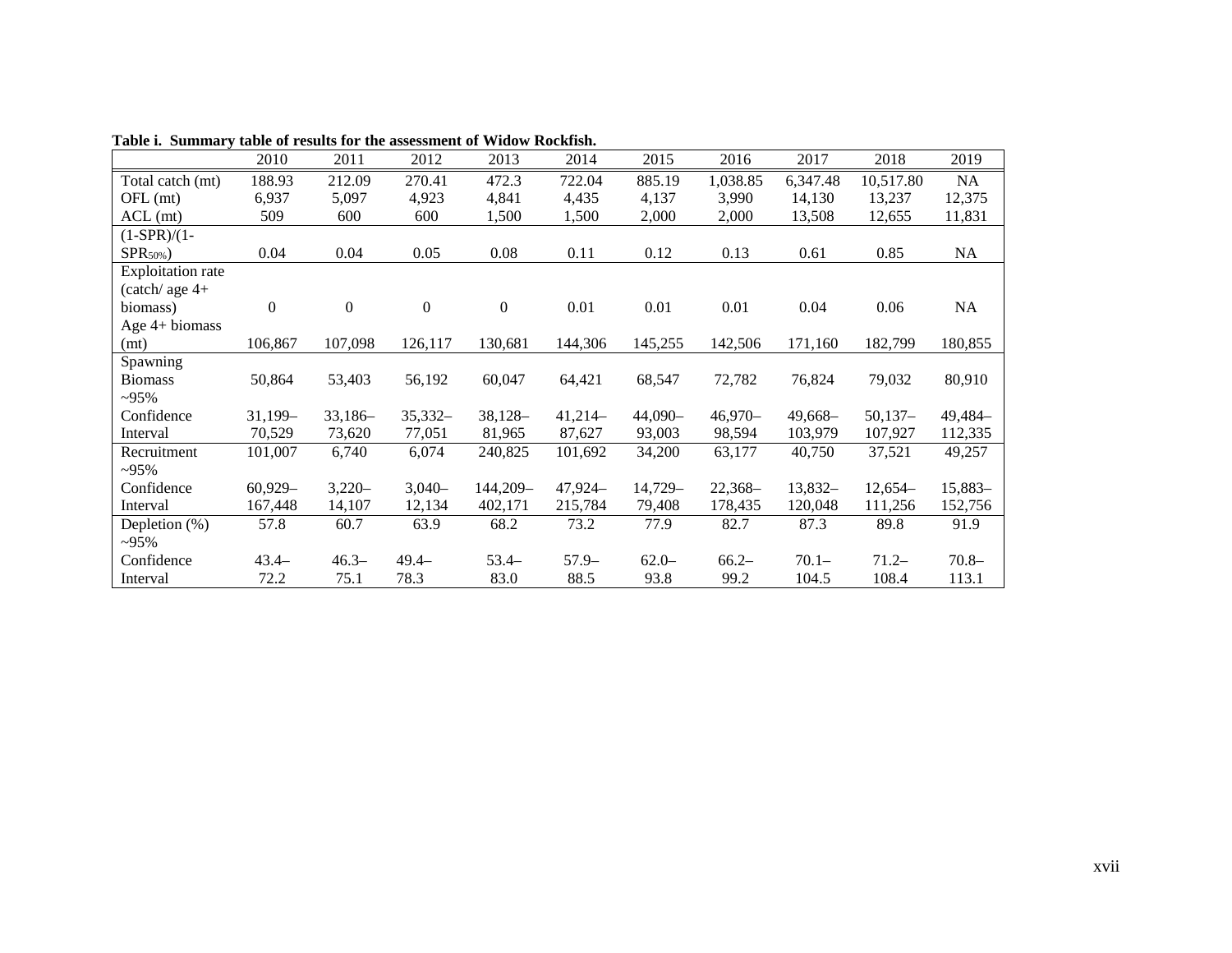**Table i. Summary table of results for the assessment of Widow Rockfish.**

| | 2010 | 2011 | 2012 | 2013 | 2014 | 2015 | 2016 | 2017 | 2018 | 2019 |
|---|---|---|---|---|---|---|---|---|---|---|
| Total catch (mt) | 188.93 | 212.09 | 270.41 | 472.3 | 722.04 | 885.19 | 1,038.85 | 6,347.48 | 10,517.80 | NA |
| OFL (mt) | 6,937 | 5,097 | 4,923 | 4,841 | 4,435 | 4,137 | 3,990 | 14,130 | 13,237 | 12,375 |
| ACL (mt) | 509 | 600 | 600 | 1,500 | 1,500 | 2,000 | 2,000 | 13,508 | 12,655 | 11,831 |
| $(1\text{-SPR})/(1\text{-SPR}_{50\%})$ | 0.04 | 0.04 | 0.05 | 0.08 | 0.11 | 0.12 | 0.13 | 0.61 | 0.85 | NA |
| Exploitation rate (catch/ age 4+ biomass) | 0 | 0 | 0 | 0 | 0.01 | 0.01 | 0.01 | 0.04 | 0.06 | NA |
| Age 4+ biomass (mt) | 106,867 | 107,098 | 126,117 | 130,681 | 144,306 | 145,255 | 142,506 | 171,160 | 182,799 | 180,855 |
| Spawning Biomass | 50,864 | 53,403 | 56,192 | 60,047 | 64,421 | 68,547 | 72,782 | 76,824 | 79,032 | 80,910 |
| ~95% Confidence Interval | 31,199–70,529 | 33,186–73,620 | 35,332–77,051 | 38,128–81,965 | 41,214–87,627 | 44,090–93,003 | 46,970–98,594 | 49,668–103,979 | 50,137–107,927 | 49,484–112,335 |
| Recruitment | 101,007 | 6,740 | 6,074 | 240,825 | 101,692 | 34,200 | 63,177 | 40,750 | 37,521 | 49,257 |
| ~95% Confidence Interval | 60,929–167,448 | 3,220–14,107 | 3,040–12,134 | 144,209–402,171 | 47,924–215,784 | 14,729–79,408 | 22,368–178,435 | 13,832–120,048 | 12,654–111,256 | 15,883–152,756 |
| Depletion (%) | 57.8 | 60.7 | 63.9 | 68.2 | 73.2 | 77.9 | 82.7 | 87.3 | 89.8 | 91.9 |
| ~95% Confidence Interval | 43.4–72.2 | 46.3–75.1 | 49.4–78.3 | 53.4–83.0 | 57.9–88.5 | 62.0–93.8 | 66.2–99.2 | 70.1–104.5 | 71.2–108.4 | 70.8–113.1 |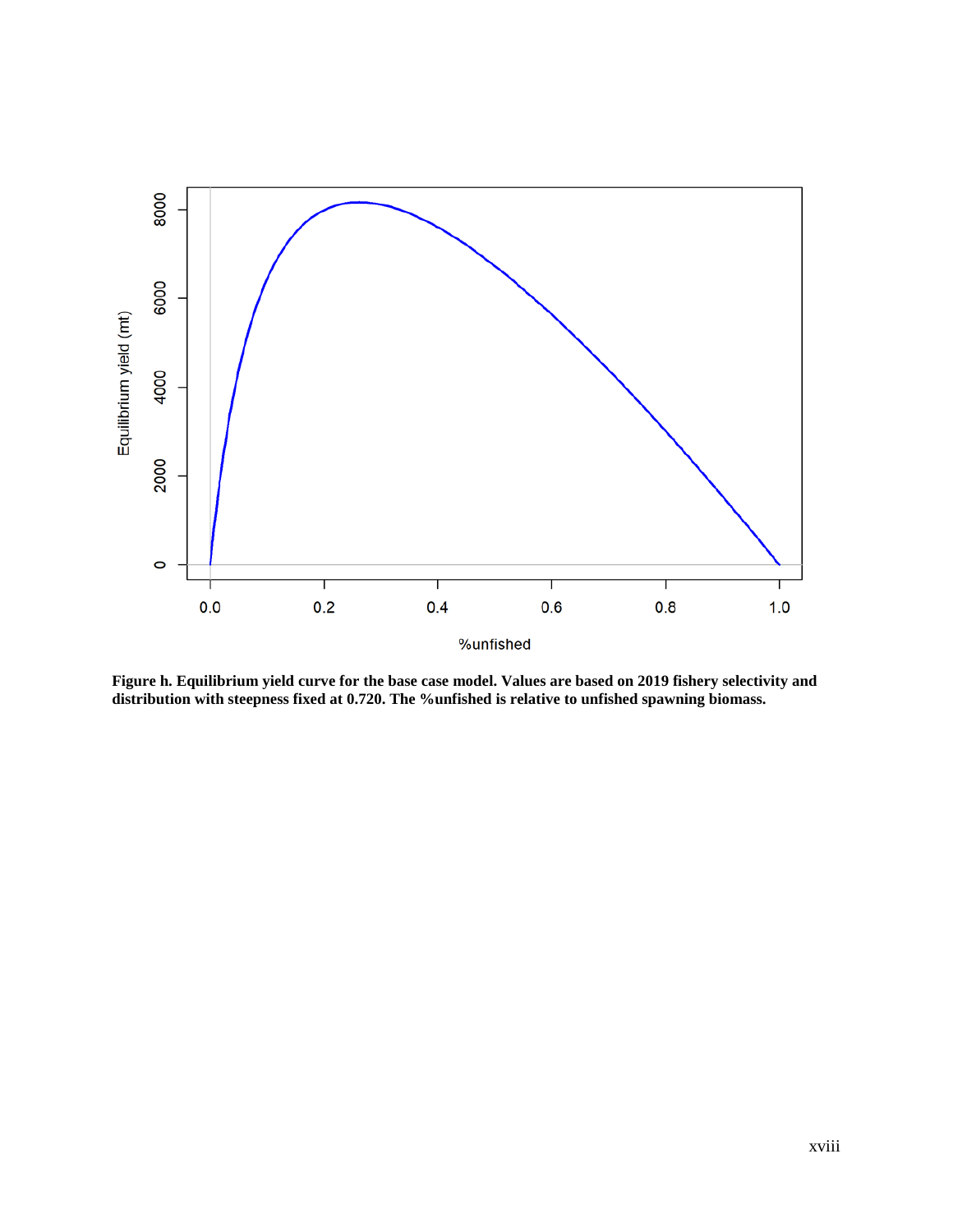Equilibrium yield (mt)

8000

6000

4000

2000

0

0.0

0.2

0.4

0.6

0.8

1.0

%unfished

**Figure h. Equilibrium yield curve for the base case model. Values are based on 2019 fishery selectivity and distribution with steepness fixed at 0.720. The %unfished is relative to unfished spawning biomass.**